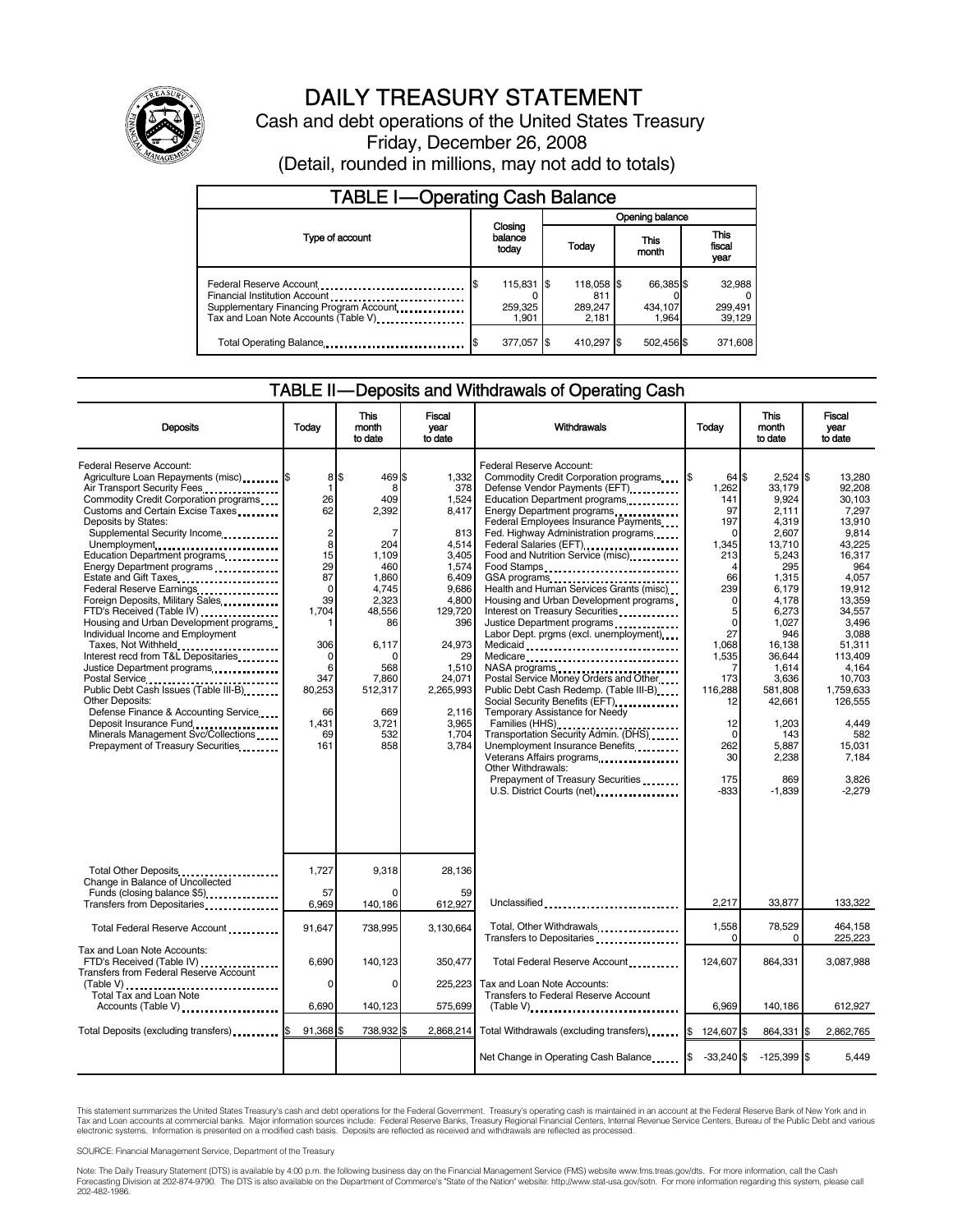# DAILY TREASURY STATEMENT

Cash and debt operations of the United States Treasury

Friday, December 26, 2008

(Detail, rounded in millions, may not add to totals)

## TABLE I—Operating Cash Balance

| Type of account | Closing balance today | Opening balance Today | Opening balance This month | Opening balance This fiscal year |
|---|---|---|---|---|
| Federal Reserve Account | $ 115,831 | $ 118,058 | $ 66,385 | $ 32,988 |
| Financial Institution Account | 0 | 811 | 0 | 0 |
| Supplementary Financing Program Account | 259,325 | 289,247 | 434,107 | 299,491 |
| Tax and Loan Note Accounts (Table V) | 1,901 | 2,181 | 1,964 | 39,129 |
| Total Operating Balance | $ 377,057 | $ 410,297 | $ 502,456 | $ 371,608 |

## TABLE II—Deposits and Withdrawals of Operating Cash

| Deposits | Today | This month to date | Fiscal year to date | Withdrawals | Today | This month to date | Fiscal year to date |
|---|---|---|---|---|---|---|---|
| Federal Reserve Account: | | | | Federal Reserve Account: | | | |
| Agriculture Loan Repayments (misc) | $ 8 | $ 469 | $ 1,332 | Commodity Credit Corporation programs | $ 64 | $ 2,524 | $ 13,280 |
| Air Transport Security Fees | 1 | 8 | 378 | Defense Vendor Payments (EFT) | 1,262 | 33,179 | 92,208 |
| Commodity Credit Corporation programs | 26 | 409 | 1,524 | Education Department programs | 141 | 9,924 | 30,103 |
| Customs and Certain Excise Taxes | 62 | 2,392 | 8,417 | Energy Department programs | 97 | 2,111 | 7,297 |
| Deposits by States: | | | | Federal Employees Insurance Payments | 197 | 4,319 | 13,910 |
| Supplemental Security Income | 2 | 7 | 813 | Fed. Highway Administration programs | 0 | 2,607 | 9,814 |
| Unemployment | 8 | 204 | 4,514 | Federal Salaries (EFT) | 1,345 | 13,710 | 43,225 |
| Education Department programs | 15 | 1,109 | 3,405 | Food and Nutrition Service (misc) | 213 | 5,243 | 16,317 |
| Energy Department programs | 29 | 460 | 1,574 | Food Stamps | 4 | 295 | 964 |
| Estate and Gift Taxes | 87 | 1,860 | 6,409 | GSA programs | 66 | 1,315 | 4,057 |
| Federal Reserve Earnings | 0 | 4,745 | 9,686 | Health and Human Services Grants (misc) | 239 | 6,179 | 19,912 |
| Foreign Deposits, Military Sales | 39 | 2,323 | 4,800 | Housing and Urban Development programs | 0 | 4,178 | 13,359 |
| FTD's Received (Table IV) | 1,704 | 48,556 | 129,720 | Interest on Treasury Securities | 5 | 6,273 | 34,557 |
| Housing and Urban Development programs | 1 | 86 | 396 | Justice Department programs | 0 | 1,027 | 3,496 |
| Individual Income and Employment | | | | Labor Dept. prgms (excl. unemployment) | 27 | 946 | 3,088 |
| Taxes, Not Withheld | 306 | 6,117 | 24,973 | Medicaid | 1,068 | 16,138 | 51,311 |
| Interest recd from T&L Depositaries | 0 | 0 | 29 | Medicare | 1,535 | 36,644 | 113,409 |
| Justice Department programs | 6 | 568 | 1,510 | NASA programs | 7 | 1,614 | 4,164 |
| Postal Service | 347 | 7,860 | 24,071 | Postal Service Money Orders and Other | 173 | 3,636 | 10,703 |
| Public Debt Cash Issues (Table III-B) | 80,253 | 512,317 | 2,265,993 | Public Debt Cash Redemp. (Table III-B) | 116,288 | 581,808 | 1,759,633 |
| Other Deposits: | | | | Social Security Benefits (EFT) | 12 | 42,661 | 126,555 |
| Defense Finance & Accounting Service | 66 | 669 | 2,116 | Temporary Assistance for Needy | | | |
| Deposit Insurance Fund | 1,431 | 3,721 | 3,965 | Families (HHS) | 12 | 1,203 | 4,449 |
| Minerals Management Svc/Collections | 69 | 532 | 1,704 | Transportation Security Admin. (DHS) | 0 | 143 | 582 |
| Prepayment of Treasury Securities | 161 | 858 | 3,784 | Unemployment Insurance Benefits | 262 | 5,887 | 15,031 |
| | | | | Veterans Affairs programs | 30 | 2,238 | 7,184 |
| | | | | Other Withdrawals: | | | |
| | | | | Prepayment of Treasury Securities | 175 | 869 | 3,826 |
| | | | | U.S. District Courts (net) | -833 | -1,839 | -2,279 |
| Total Other Deposits | 1,727 | 9,318 | 28,136 | | | | |
| Change in Balance of Uncollected | | | | | | | |
| Funds (closing balance $5) | 57 | 0 | 59 | | | | |
| Transfers from Depositaries | 6,969 | 140,186 | 612,927 | Unclassified | 2,217 | 33,877 | 133,322 |
| Total Federal Reserve Account | 91,647 | 738,995 | 3,130,664 | Total, Other Withdrawals | 1,558 | 78,529 | 464,158 |
| | | | | Transfers to Depositaries | 0 | 0 | 225,223 |
| Tax and Loan Note Accounts: | | | | | | | |
| FTD's Received (Table IV) | 6,690 | 140,123 | 350,477 | Total Federal Reserve Account | 124,607 | 864,331 | 3,087,988 |
| Transfers from Federal Reserve Account (Table V) | 0 | 0 | 225,223 | Tax and Loan Note Accounts: | | | |
| Total Tax and Loan Note Accounts (Table V) | 6,690 | 140,123 | 575,699 | Transfers to Federal Reserve Account (Table V) | 6,969 | 140,186 | 612,927 |
| Total Deposits (excluding transfers) | $ 91,368 | $ 738,932 | $ 2,868,214 | Total Withdrawals (excluding transfers) | $ 124,607 | $ 864,331 | $ 2,862,765 |
| | | | | Net Change in Operating Cash Balance | $ -33,240 | $ -125,399 | $ 5,449 |

This statement summarizes the United States Treasury's cash and debt operations for the Federal Government. Treasury's operating cash is maintained in an account at the Federal Reserve Bank of New York and in Tax and Loan accounts at commercial banks. Major information sources include: Federal Reserve Banks, Treasury Regional Financial Centers, Internal Revenue Service Centers, Bureau of the Public Debt and various electronic systems. Information is presented on a modified cash basis. Deposits are reflected as received and withdrawals are reflected as processed.

SOURCE: Financial Management Service, Department of the Treasury

Note: The Daily Treasury Statement (DTS) is available by 4:00 p.m. the following business day on the Financial Management Service (FMS) website www.fms.treas.gov/dts. For more information, call the Cash Forecasting Division at 202-874-9790. The DTS is also available on the Department of Commerce's "State of the Nation" website: http://www.stat-usa.gov/sotn. For more information regarding this system, please call 202-482-1986.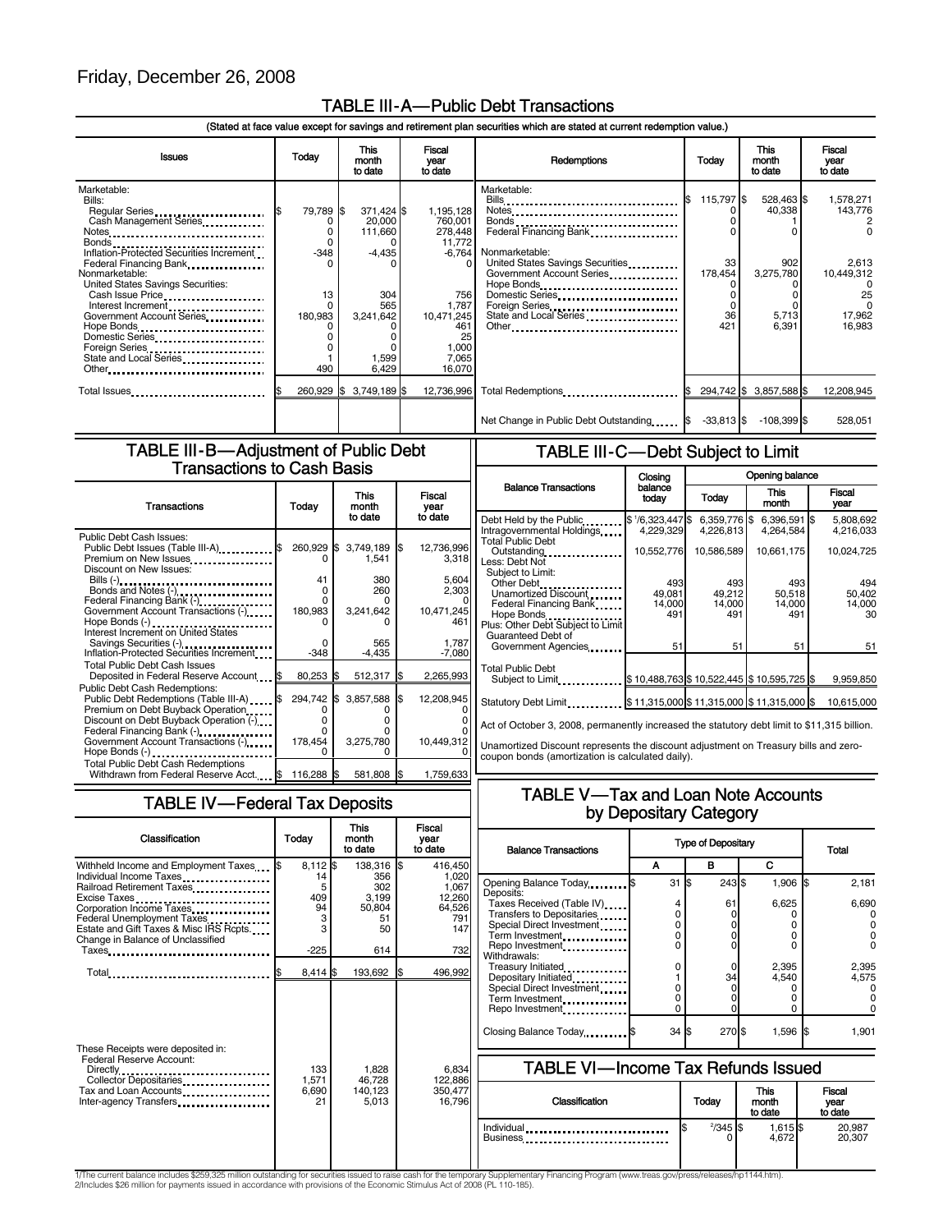Friday, December 26, 2008

## TABLE III-A—Public Debt Transactions

(Stated at face value except for savings and retirement plan securities which are stated at current redemption value.)

| Issues | Today | This month to date | Fiscal year to date |
|---|---|---|---|
| Marketable: | | | |
| Bills: | | | |
| Regular Series | $ 79,789 | $ 371,424 | $ 1,195,128 |
| Cash Management Series | 0 | 20,000 | 760,001 |
| Notes | 0 | 111,660 | 278,448 |
| Bonds | 0 | 0 | 11,772 |
| Inflation-Protected Securities Increment | -348 | -4,435 | -6,764 |
| Federal Financing Bank | 0 | 0 | 0 |
| Nonmarketable: | | | |
| United States Savings Securities: | | | |
| Cash Issue Price | 13 | 304 | 756 |
| Interest Increment | 0 | 565 | 1,787 |
| Government Account Series | 180,983 | 3,241,642 | 10,471,245 |
| Hope Bonds | 0 | 0 | 461 |
| Domestic Series | 0 | 0 | 25 |
| Foreign Series | 0 | 0 | 1,000 |
| State and Local Series | 1 | 1,599 | 7,065 |
| Other | 490 | 6,429 | 16,070 |
| Total Issues | $ 260,929 | $ 3,749,189 | $ 12,736,996 |

| Redemptions | Today | This month to date | Fiscal year to date |
|---|---|---|---|
| Marketable: | | | |
| Bills | $ 115,797 | $ 528,463 | $ 1,578,271 |
| Notes | 0 | 40,338 | 143,776 |
| Bonds | 0 | 1 | 2 |
| Federal Financing Bank | 0 | 0 | 0 |
| Nonmarketable: | | | |
| United States Savings Securities | 33 | 902 | 2,613 |
| Government Account Series | 178,454 | 3,275,780 | 10,449,312 |
| Hope Bonds | 0 | 0 | 0 |
| Domestic Series | 0 | 0 | 25 |
| Foreign Series | 0 | 0 | 0 |
| State and Local Series | 36 | 5,713 | 17,962 |
| Other | 421 | 6,391 | 16,983 |
| Total Redemptions | $ 294,742 | $ 3,857,588 | $ 12,208,945 |
| Net Change in Public Debt Outstanding | $ -33,813 | $ -108,399 | $ 528,051 |

## TABLE III-B—Adjustment of Public Debt Transactions to Cash Basis

| Transactions | Today | This month to date | Fiscal year to date |
|---|---|---|---|
| Public Debt Cash Issues: | | | |
| Public Debt Issues (Table III-A) | $ 260,929 | $ 3,749,189 | $ 12,736,996 |
| Premium on New Issues | 0 | 1,541 | 3,318 |
| Discount on New Issues: | | | |
| Bills (-) | 41 | 380 | 5,604 |
| Bonds and Notes (-) | 0 | 260 | 2,303 |
| Federal Financing Bank (-) | 0 | 0 | 0 |
| Government Account Transactions (-) | 180,983 | 3,241,642 | 10,471,245 |
| Hope Bonds (-) | 0 | 0 | 461 |
| Interest Increment on United States Savings Securities (-) | 0 | 565 | 1,787 |
| Inflation-Protected Securities Increment | -348 | -4,435 | -7,080 |
| Total Public Debt Cash Issues Deposited in Federal Reserve Account | $ 80,253 | $ 512,317 | $ 2,265,993 |
| Public Debt Cash Redemptions: | | | |
| Public Debt Redemptions (Table III-A) | $ 294,742 | $ 3,857,588 | $ 12,208,945 |
| Premium on Debt Buyback Operation | 0 | 0 | 0 |
| Discount on Debt Buyback Operation (-) | 0 | 0 | 0 |
| Federal Financing Bank (-) | 0 | 0 | 0 |
| Government Account Transactions (-) | 178,454 | 3,275,780 | 10,449,312 |
| Hope Bonds (-) | 0 | 0 | 0 |
| Total Public Debt Cash Redemptions Withdrawn from Federal Reserve Acct. | $ 116,288 | $ 581,808 | $ 1,759,633 |

## TABLE III-C—Debt Subject to Limit

| Balance Transactions | Closing balance today | Opening balance Today | Opening balance This month | Opening balance Fiscal year |
|---|---|---|---|---|
| Debt Held by the Public | $ [1]6,323,447 | $ 6,359,776 | $ 6,396,591 | $ 5,808,692 |
| Intragovernmental Holdings | 4,229,329 | 4,226,813 | 4,264,584 | 4,216,033 |
| Total Public Debt Outstanding | 10,552,776 | 10,586,589 | 10,661,175 | 10,024,725 |
| Less: Debt Not Subject to Limit: | | | | |
| Other Debt | 493 | 493 | 493 | 494 |
| Unamortized Discount | 49,081 | 49,212 | 50,518 | 50,402 |
| Federal Financing Bank | 14,000 | 14,000 | 14,000 | 14,000 |
| Hope Bonds | 491 | 491 | 491 | 30 |
| Plus: Other Debt Subject to Limit Guaranteed Debt of Government Agencies | 51 | 51 | 51 | 51 |
| Total Public Debt Subject to Limit | $ 10,488,763 | $ 10,522,445 | $ 10,595,725 | $ 9,959,850 |
| Statutory Debt Limit | $ 11,315,000 | $ 11,315,000 | $ 11,315,000 | $ 10,615,000 |

Act of October 3, 2008, permanently increased the statutory debt limit to $11,315 billion.

Unamortized Discount represents the discount adjustment on Treasury bills and zero-coupon bonds (amortization is calculated daily).

## TABLE IV—Federal Tax Deposits

| Classification | Today | This month to date | Fiscal year to date |
|---|---|---|---|
| Withheld Income and Employment Taxes | $ 8,112 | $ 138,316 | $ 416,450 |
| Individual Income Taxes | 14 | 356 | 1,020 |
| Railroad Retirement Taxes | 5 | 302 | 1,067 |
| Excise Taxes | 409 | 3,199 | 12,260 |
| Corporation Income Taxes | 94 | 50,804 | 64,526 |
| Federal Unemployment Taxes | 3 | 51 | 791 |
| Estate and Gift Taxes & Misc IRS Rcpts. | 3 | 50 | 147 |
| Change in Balance of Unclassified Taxes | -225 | 614 | 732 |
| Total | $ 8,414 | $ 193,692 | $ 496,992 |
| These Receipts were deposited in: | | | |
| Federal Reserve Account: | | | |
| Directly | 133 | 1,828 | 6,834 |
| Collector Depositaries | 1,571 | 46,728 | 122,886 |
| Tax and Loan Accounts | 6,690 | 140,123 | 350,477 |
| Inter-agency Transfers | 21 | 5,013 | 16,796 |

## TABLE V—Tax and Loan Note Accounts by Depositary Category

| Balance Transactions | Type of Depositary A | Type of Depositary B | Type of Depositary C | Total |
|---|---|---|---|---|
| Opening Balance Today | $ 31 | $ 243 | $ 1,906 | $ 2,181 |
| Deposits: | | | | |
| Taxes Received (Table IV) | 4 | 61 | 6,625 | 6,690 |
| Transfers to Depositaries | 0 | 0 | 0 | 0 |
| Special Direct Investment | 0 | 0 | 0 | 0 |
| Term Investment | 0 | 0 | 0 | 0 |
| Repo Investment | 0 | 0 | 0 | 0 |
| Withdrawals: | | | | |
| Treasury Initiated | 0 | 0 | 2,395 | 2,395 |
| Depositary Initiated | 1 | 34 | 4,540 | 4,575 |
| Special Direct Investment | 0 | 0 | 0 | 0 |
| Term Investment | 0 | 0 | 0 | 0 |
| Repo Investment | 0 | 0 | 0 | 0 |
| Closing Balance Today | $ 34 | $ 270 | $ 1,596 | $ 1,901 |

## TABLE VI—Income Tax Refunds Issued

| Classification | Today | This month to date | Fiscal year to date |
|---|---|---|---|
| Individual | $ [2]/345 | $ 1,615 | $ 20,987 |
| Business | 0 | 4,672 | 20,307 |

1/The current balance includes $259,325 million outstanding for securities issued to raise cash for the temporary Supplementary Financing Program (www.treas.gov/press/releases/hp1144.htm).
2/Includes $26 million for payments issued in accordance with provisions of the Economic Stimulus Act of 2008 (PL 110-185).